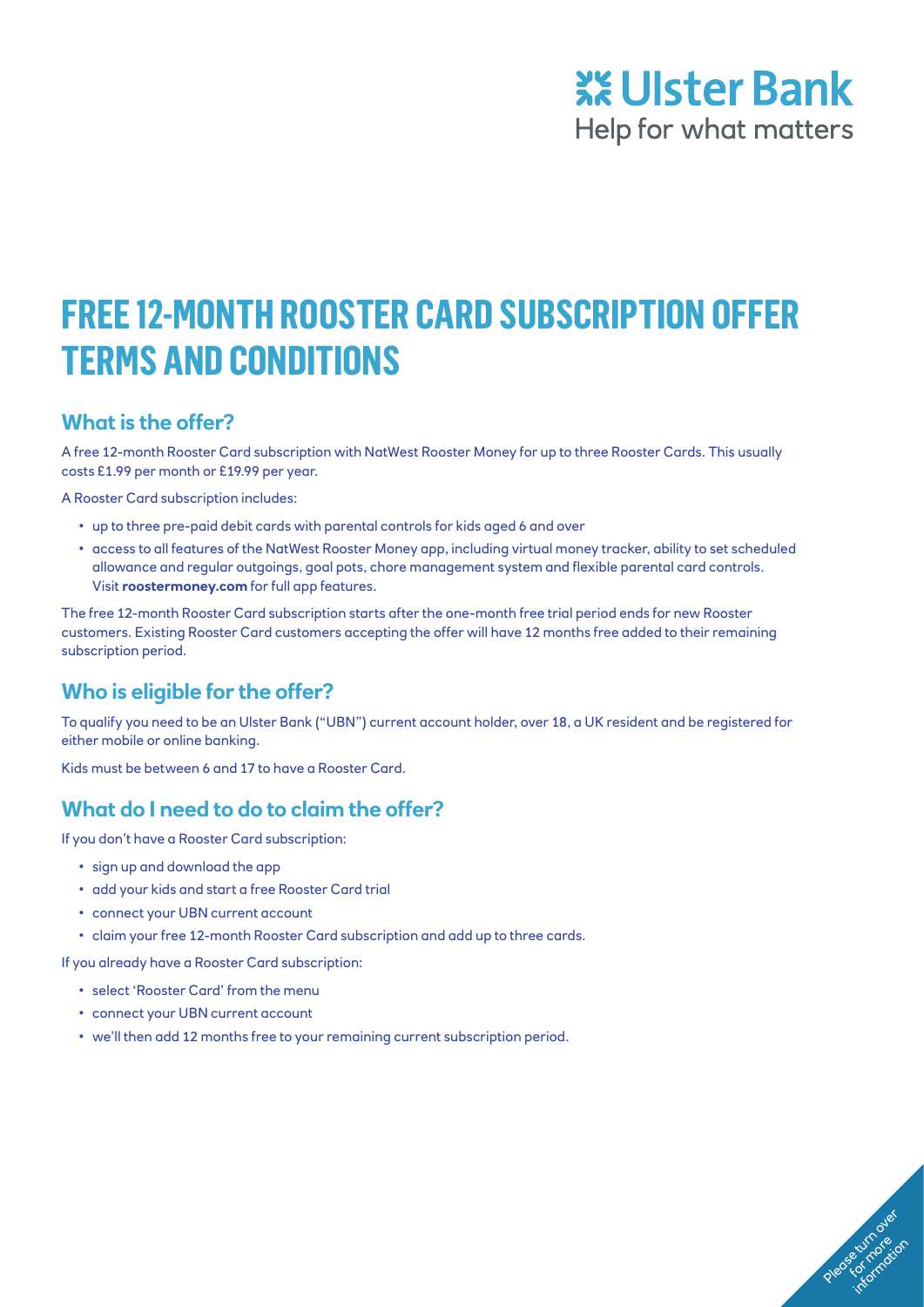Ulster Bank
Help for what matters

# FREE 12-MONTH ROOSTER CARD SUBSCRIPTION OFFER TERMS AND CONDITIONS

## What is the offer?

A free 12-month Rooster Card subscription with NatWest Rooster Money for up to three Rooster Cards. This usually costs £1.99 per month or £19.99 per year.

A Rooster Card subscription includes:

- up to three pre-paid debit cards with parental controls for kids aged 6 and over
- access to all features of the NatWest Rooster Money app, including virtual money tracker, ability to set scheduled allowance and regular outgoings, goal pots, chore management system and flexible parental card controls. Visit **roostermoney.com** for full app features.

The free 12-month Rooster Card subscription starts after the one-month free trial period ends for new Rooster customers. Existing Rooster Card customers accepting the offer will have 12 months free added to their remaining subscription period.

## Who is eligible for the offer?

To qualify you need to be an Ulster Bank ("UBN") current account holder, over 18, a UK resident and be registered for either mobile or online banking.

Kids must be between 6 and 17 to have a Rooster Card.

## What do I need to do to claim the offer?

If you don't have a Rooster Card subscription:

- sign up and download the app
- add your kids and start a free Rooster Card trial
- connect your UBN current account
- claim your free 12-month Rooster Card subscription and add up to three cards.

If you already have a Rooster Card subscription:

- select 'Rooster Card' from the menu
- connect your UBN current account
- we'll then add 12 months free to your remaining current subscription period.

Please turn over for more information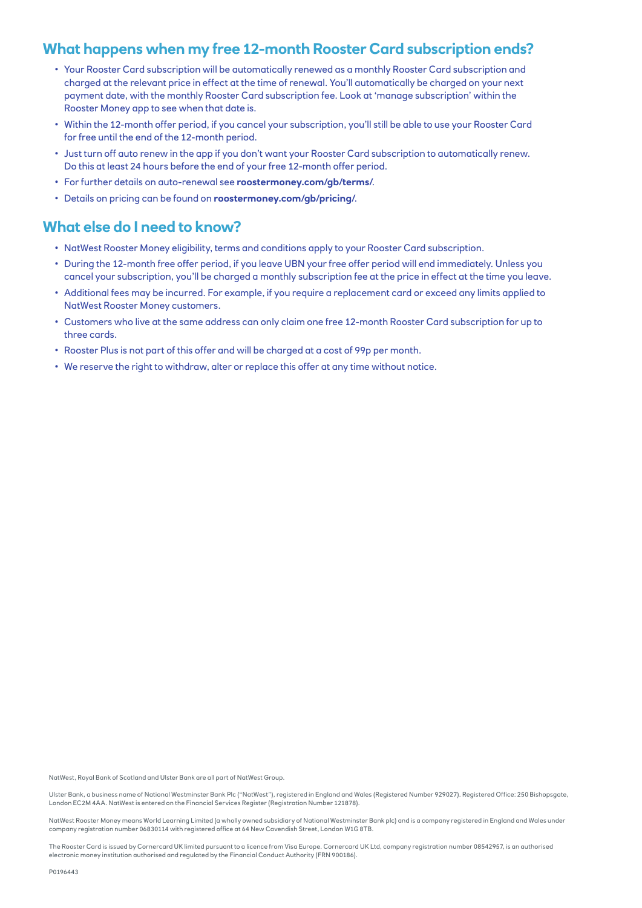## What happens when my free 12-month Rooster Card subscription ends?

- Your Rooster Card subscription will be automatically renewed as a monthly Rooster Card subscription and charged at the relevant price in effect at the time of renewal. You'll automatically be charged on your next payment date, with the monthly Rooster Card subscription fee. Look at 'manage subscription' within the Rooster Money app to see when that date is.
- Within the 12-month offer period, if you cancel your subscription, you'll still be able to use your Rooster Card for free until the end of the 12-month period.
- Just turn off auto renew in the app if you don't want your Rooster Card subscription to automatically renew. Do this at least 24 hours before the end of your free 12-month offer period.
- For further details on auto-renewal see **roostermoney.com/gb/terms/**.
- Details on pricing can be found on **roostermoney.com/gb/pricing/**.

## What else do I need to know?

- NatWest Rooster Money eligibility, terms and conditions apply to your Rooster Card subscription.
- During the 12-month free offer period, if you leave UBN your free offer period will end immediately. Unless you cancel your subscription, you'll be charged a monthly subscription fee at the price in effect at the time you leave.
- Additional fees may be incurred. For example, if you require a replacement card or exceed any limits applied to NatWest Rooster Money customers.
- Customers who live at the same address can only claim one free 12-month Rooster Card subscription for up to three cards.
- Rooster Plus is not part of this offer and will be charged at a cost of 99p per month.
- We reserve the right to withdraw, alter or replace this offer at any time without notice.

NatWest, Royal Bank of Scotland and Ulster Bank are all part of NatWest Group.

Ulster Bank, a business name of National Westminster Bank Plc ("NatWest"), registered in England and Wales (Registered Number 929027). Registered Office: 250 Bishopsgate, London EC2M 4AA. NatWest is entered on the Financial Services Register (Registration Number 121878).

NatWest Rooster Money means World Learning Limited (a wholly owned subsidiary of National Westminster Bank plc) and is a company registered in England and Wales under company registration number 06830114 with registered office at 64 New Cavendish Street, London W1G 8TB.

The Rooster Card is issued by Cornercard UK limited pursuant to a licence from Visa Europe. Cornercard UK Ltd, company registration number 08542957, is an authorised electronic money institution authorised and regulated by the Financial Conduct Authority (FRN 900186).

P0196443